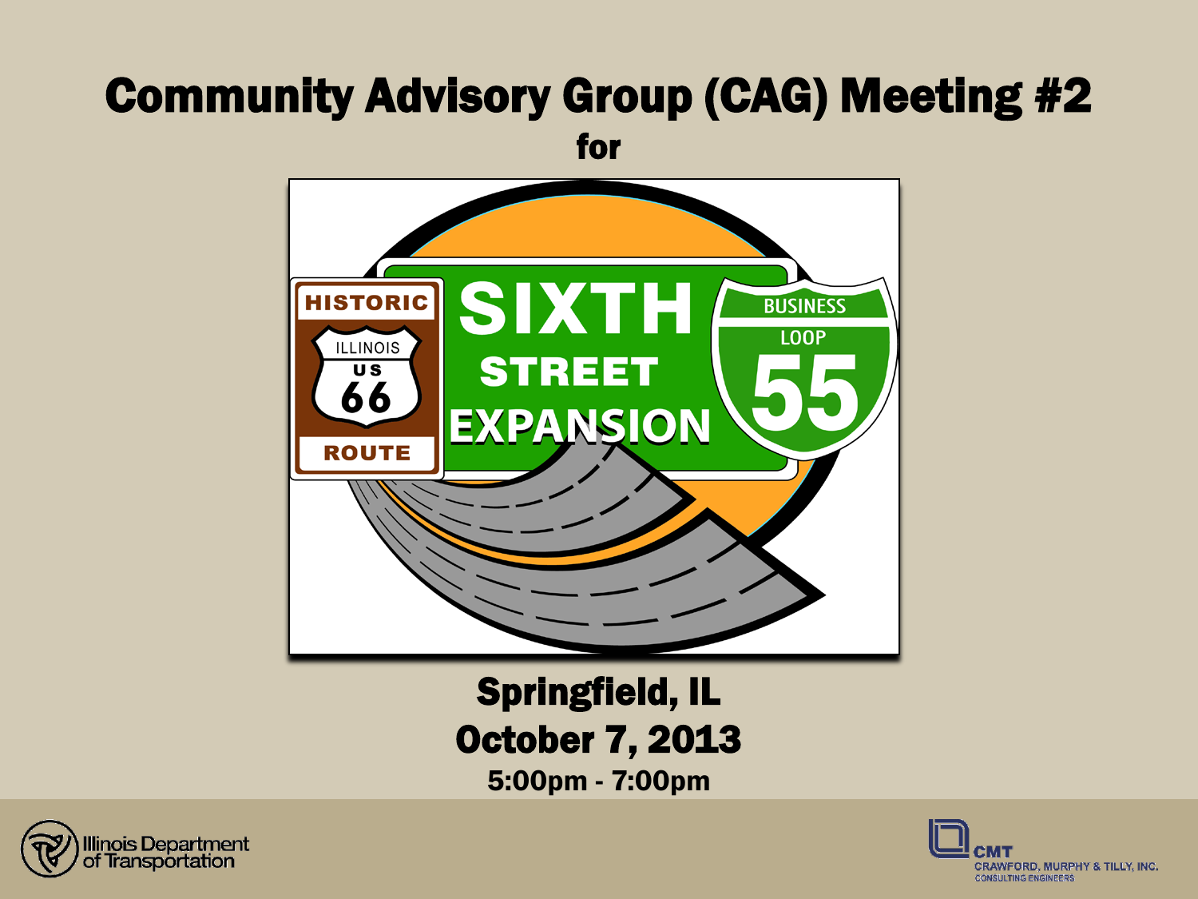# Community Advisory Group (CAG) Meeting #2

for

SIXTH STREET EXPANSION

HISTORIC ILLINOIS US 66 ROUTE

BUSINESS LOOP 55

**Springfield, IL**

**October 7, 2013**

**5:00pm - 7:00pm**

Illinois Department of Transportation

CMT
CRAWFORD, MURPHY & TILLY, INC.
CONSULTING ENGINEERS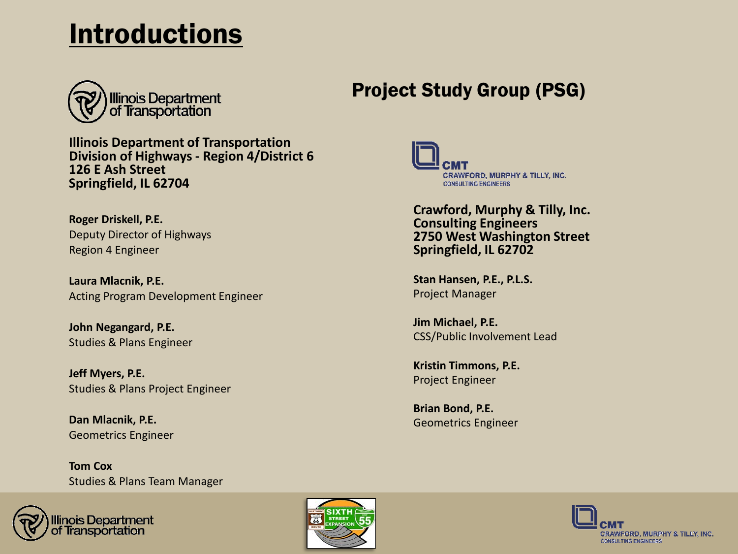# Introductions

## Project Study Group (PSG)

**Illinois Department of Transportation**
**Division of Highways - Region 4/District 6**
**126 E Ash Street**
**Springfield, IL 62704**

**Roger Driskell, P.E.**
Deputy Director of Highways
Region 4 Engineer

**Laura Mlacnik, P.E.**
Acting Program Development Engineer

**John Negangard, P.E.**
Studies & Plans Engineer

**Jeff Myers, P.E.**
Studies & Plans Project Engineer

**Dan Mlacnik, P.E.**
Geometrics Engineer

**Tom Cox**
Studies & Plans Team Manager

**Crawford, Murphy & Tilly, Inc.**
**Consulting Engineers**
**2750 West Washington Street**
**Springfield, IL 62702**

**Stan Hansen, P.E., P.L.S.**
Project Manager

**Jim Michael, P.E.**
CSS/Public Involvement Lead

**Kristin Timmons, P.E.**
Project Engineer

**Brian Bond, P.E.**
Geometrics Engineer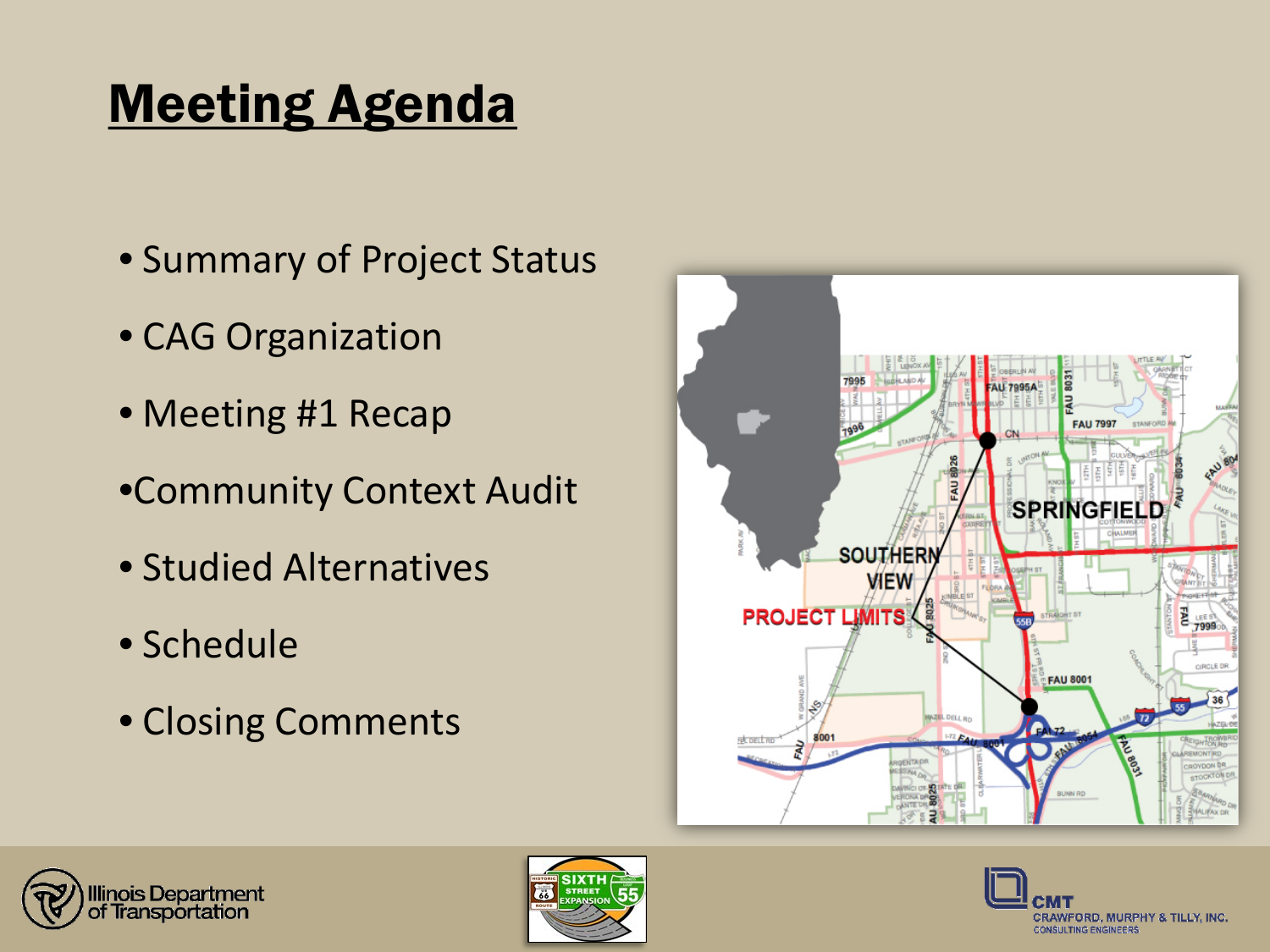# Meeting Agenda

- Summary of Project Status
- CAG Organization
- Meeting #1 Recap
- Community Context Audit
- Studied Alternatives
- Schedule
- Closing Comments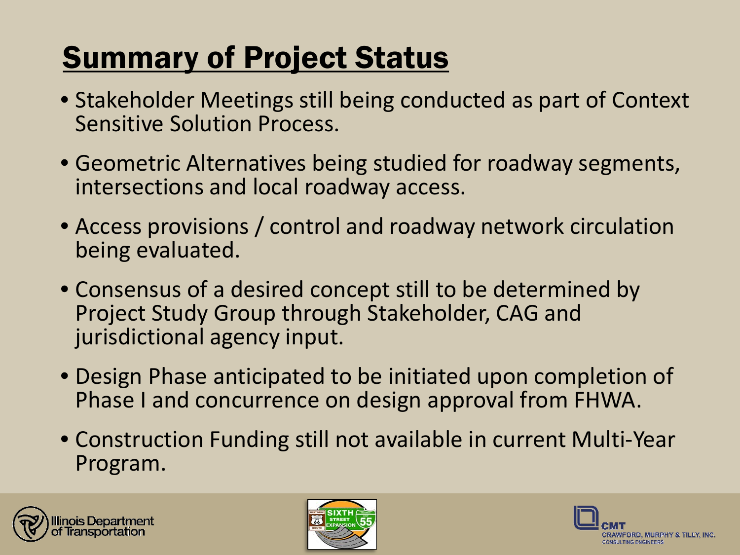# Summary of Project Status

- Stakeholder Meetings still being conducted as part of Context Sensitive Solution Process.
- Geometric Alternatives being studied for roadway segments, intersections and local roadway access.
- Access provisions / control and roadway network circulation being evaluated.
- Consensus of a desired concept still to be determined by Project Study Group through Stakeholder, CAG and jurisdictional agency input.
- Design Phase anticipated to be initiated upon completion of Phase I and concurrence on design approval from FHWA.
- Construction Funding still not available in current Multi-Year Program.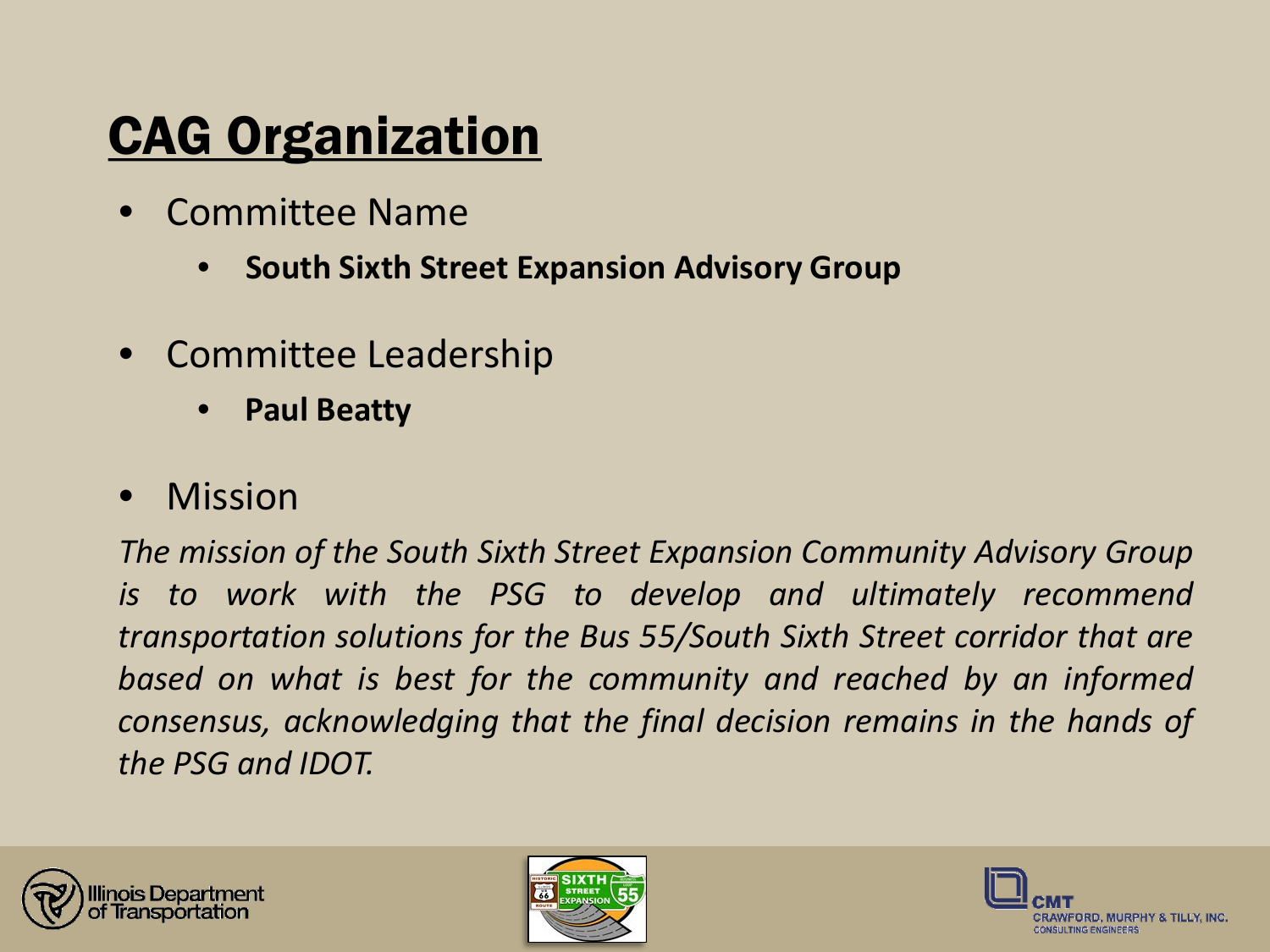# CAG Organization

- Committee Name
  - **South Sixth Street Expansion Advisory Group**
- Committee Leadership
  - **Paul Beatty**
- Mission

*The mission of the South Sixth Street Expansion Community Advisory Group is to work with the PSG to develop and ultimately recommend transportation solutions for the Bus 55/South Sixth Street corridor that are based on what is best for the community and reached by an informed consensus, acknowledging that the final decision remains in the hands of the PSG and IDOT.*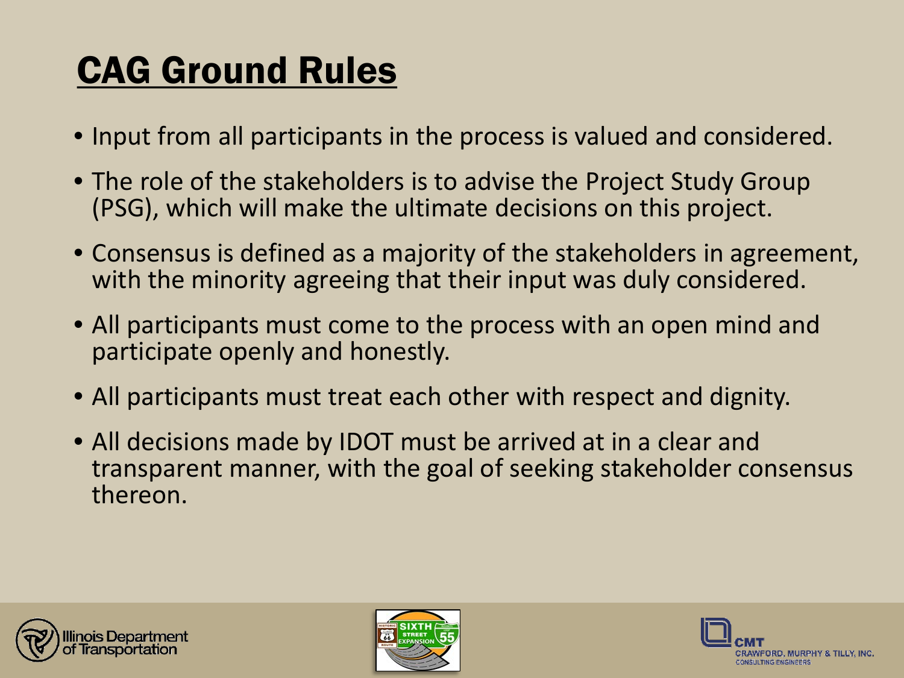# CAG Ground Rules

- Input from all participants in the process is valued and considered.
- The role of the stakeholders is to advise the Project Study Group (PSG), which will make the ultimate decisions on this project.
- Consensus is defined as a majority of the stakeholders in agreement, with the minority agreeing that their input was duly considered.
- All participants must come to the process with an open mind and participate openly and honestly.
- All participants must treat each other with respect and dignity.
- All decisions made by IDOT must be arrived at in a clear and transparent manner, with the goal of seeking stakeholder consensus thereon.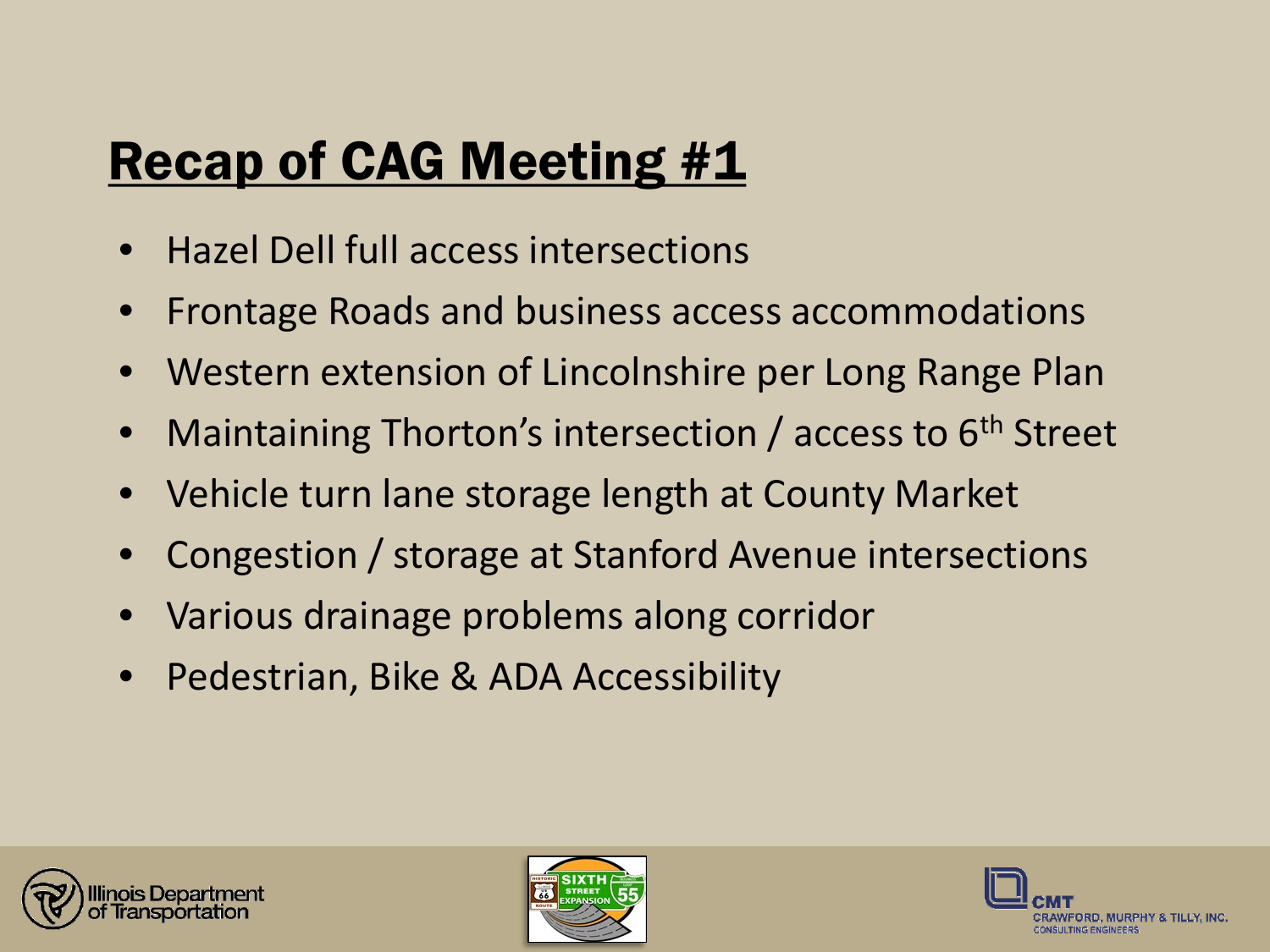# Recap of CAG Meeting #1

- Hazel Dell full access intersections
- Frontage Roads and business access accommodations
- Western extension of Lincolnshire per Long Range Plan
- Maintaining Thorton's intersection / access to 6th Street
- Vehicle turn lane storage length at County Market
- Congestion / storage at Stanford Avenue intersections
- Various drainage problems along corridor
- Pedestrian, Bike & ADA Accessibility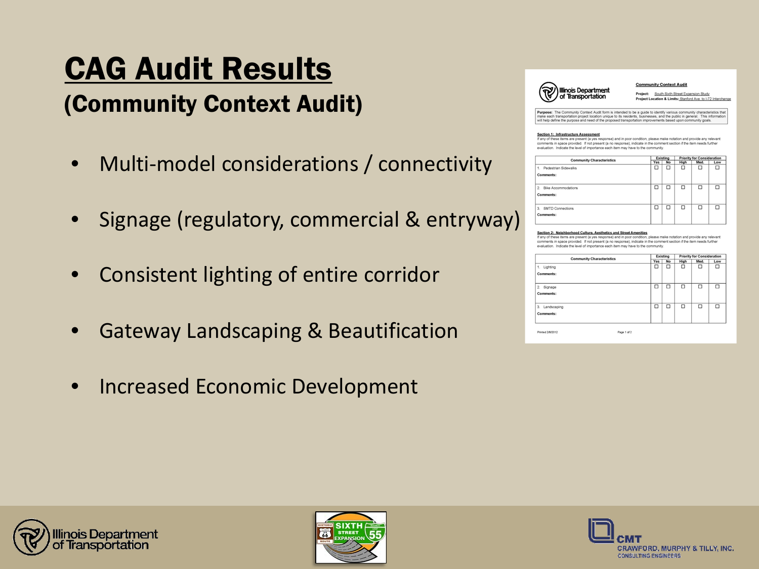# CAG Audit Results

## (Community Context Audit)

- Multi-model considerations / connectivity
- Signage (regulatory, commercial & entryway)
- Consistent lighting of entire corridor
- Gateway Landscaping & Beautification
- Increased Economic Development

Illinois Department of Transportation

**Community Context Audit**

**Project:** South Sixth Street Expansion Study

**Project Location & Limits:** Stanford Ave. to I-72 Interchange

**Purpose:** The Community Context Audit form is intended to be a guide to identify various community characteristics that make each transportation project location unique to its residents, businesses, and the public in general. This information will help define the purpose and need of the proposed transportation improvements based upon community goals.

**Section 1: Infrastructure Assessment**

If any of these items are present (a yes response) and in poor condition, please make notation and provide any relevant comments in space provided. If not present (a no response), indicate in the comment section if the item needs further evaluation. Indicate the level of importance each item may have to the community.

| Community Characteristics | Existing | | Priority for Consideration | | |
|---|---|---|---|---|---|
| | Yes | No | High | Med. | Low |
| 1. Pedestrian Sidewalks<br>Comments: | ☐ | ☐ | ☐ | ☐ | ☐ |
| 2. Bike Accommodations<br>Comments: | ☐ | ☐ | ☐ | ☐ | ☐ |
| 3. SMTD Connections<br>Comments: | ☐ | ☐ | ☐ | ☐ | ☐ |

**Section 2: Neighborhood Culture, Aesthetics and Street Amenities**

If any of these items are present (a yes response) and in poor condition, please make notation and provide any relevant comments in space provided. If not present (a no response), indicate in the comment section if the item needs further evaluation. Indicate the level of importance each item may have to the community.

| Community Characteristics | Existing | | Priority for Consideration | | |
|---|---|---|---|---|---|
| | Yes | No | High | Med. | Low |
| 1. Lighting<br>Comments: | ☐ | ☐ | ☐ | ☐ | ☐ |
| 2. Signage<br>Comments: | ☐ | ☐ | ☐ | ☐ | ☐ |
| 3. Landscaping<br>Comments: | ☐ | ☐ | ☐ | ☐ | ☐ |

Printed 2/8/2012 Page 1 of 2

Illinois Department of Transportation

SIXTH STREET EXPANSION

CMT CRAWFORD, MURPHY & TILLY, INC. CONSULTING ENGINEERS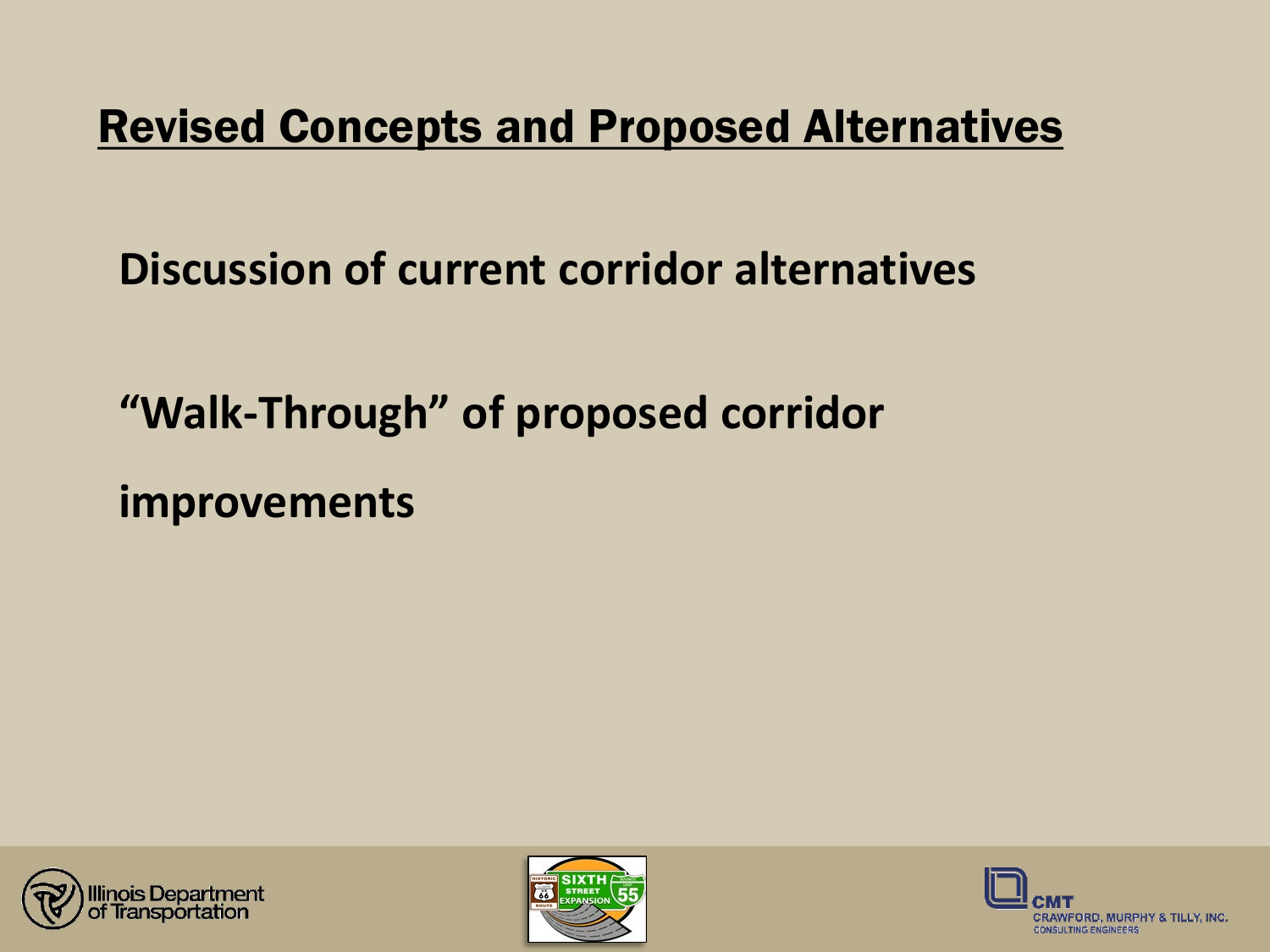## Revised Concepts and Proposed Alternatives

**Discussion of current corridor alternatives**

**"Walk-Through" of proposed corridor improvements**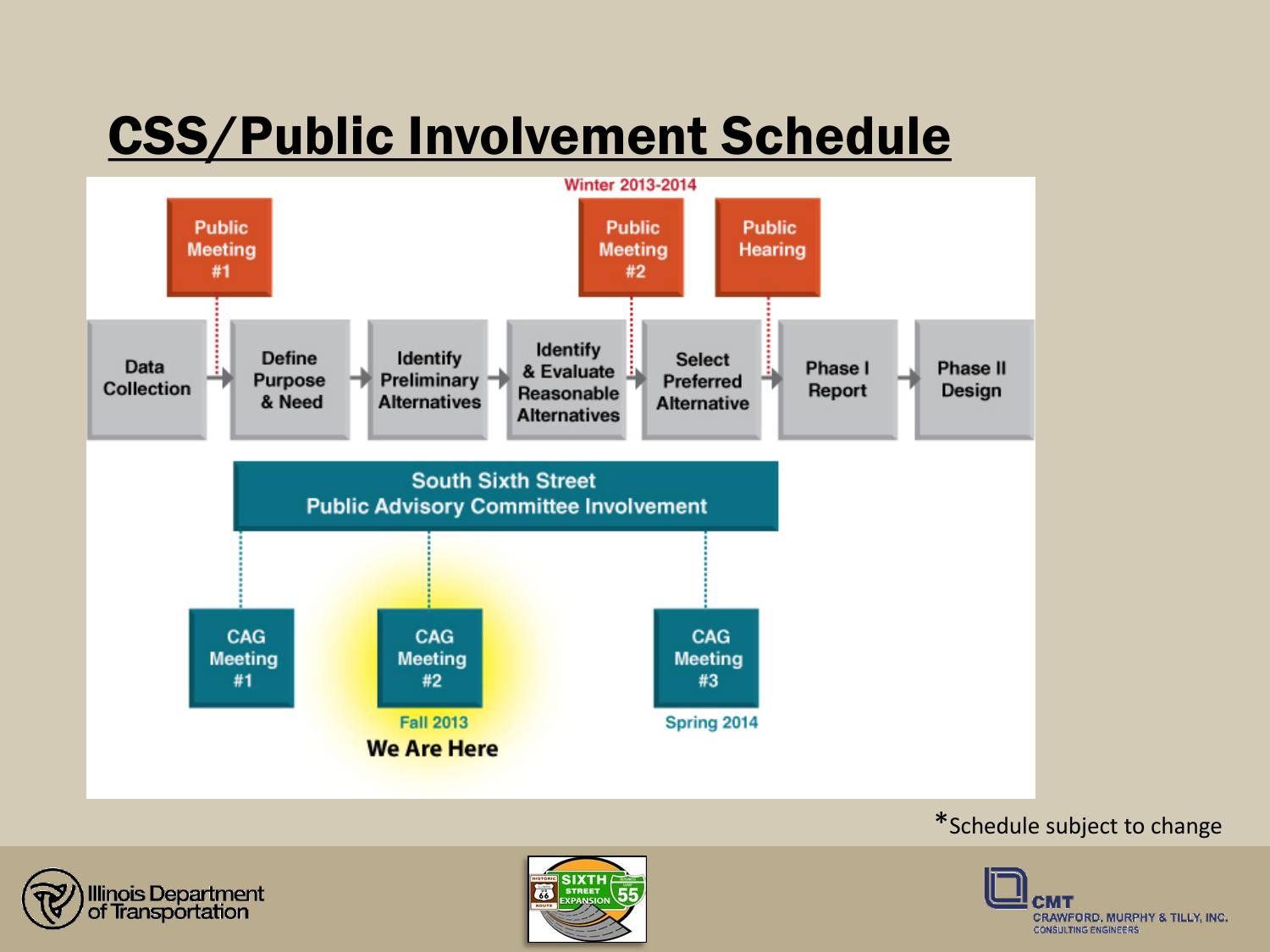# CSS/Public Involvement Schedule

Winter 2013-2014

Public Meeting #1

Public Meeting #2

Public Hearing

Data Collection → Define Purpose & Need → Identify Preliminary Alternatives → Identify & Evaluate Reasonable Alternatives → Select Preferred Alternative → Phase I Report → Phase II Design

South Sixth Street Public Advisory Committee Involvement

CAG Meeting #1

CAG Meeting #2

Fall 2013

**We Are Here**

CAG Meeting #3

Spring 2014

*Schedule subject to change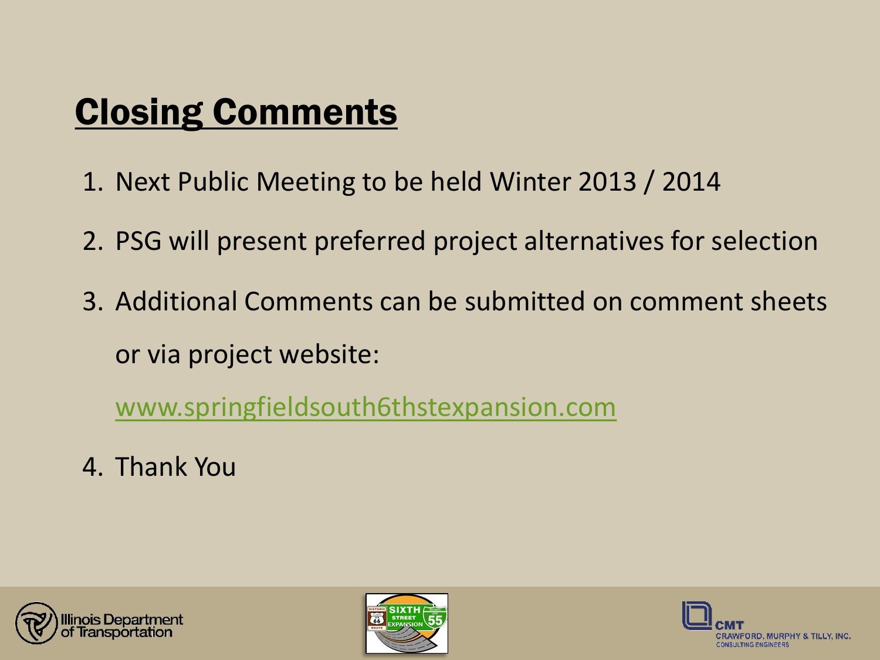## Closing Comments

1. Next Public Meeting to be held Winter 2013 / 2014
2. PSG will present preferred project alternatives for selection
3. Additional Comments can be submitted on comment sheets or via project website:

   www.springfieldsouth6thstexpansion.com
4. Thank You